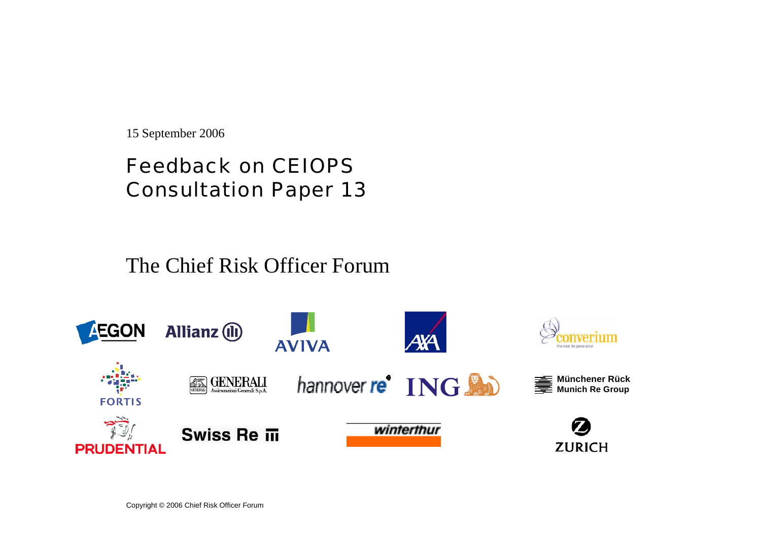15 September 2006

# Feedback on CEIOPS Consultation Paper 13

## The Chief Risk Officer Forum

AEGON Allianz AVIVA AXA converium

FORTIS GENERALI Assicurazioni Generali S.p.A. hannover re ING Münchener Rück Munich Re Group

PRUDENTIAL Swiss Re winterthur ZURICH

Copyright © 2006 Chief Risk Officer Forum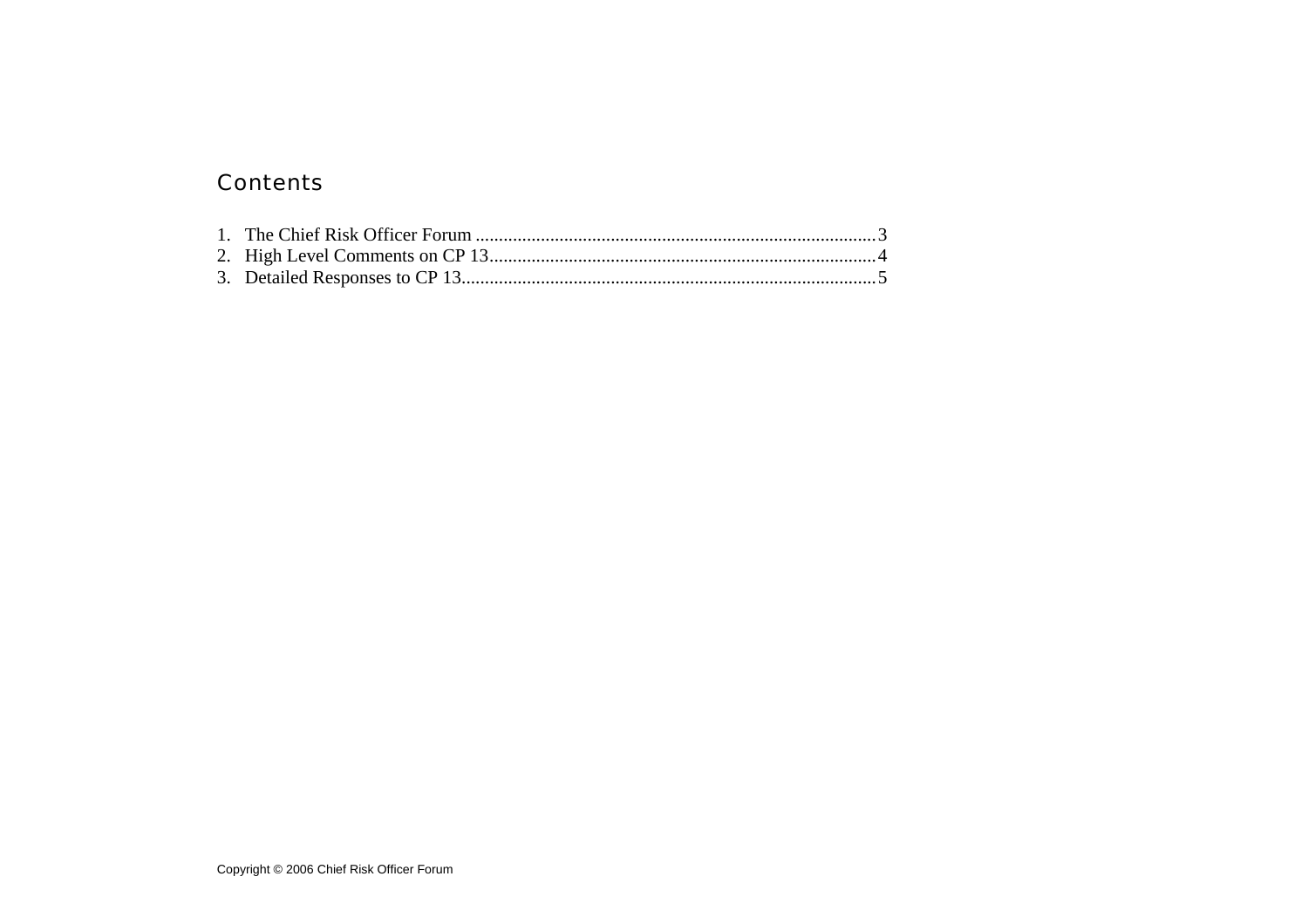# Contents

1. The Chief Risk Officer Forum ........................................................................................ 3
2. High Level Comments on CP 13 ..................................................................................... 4
3. Detailed Responses to CP 13 .......................................................................................... 5

Copyright © 2006 Chief Risk Officer Forum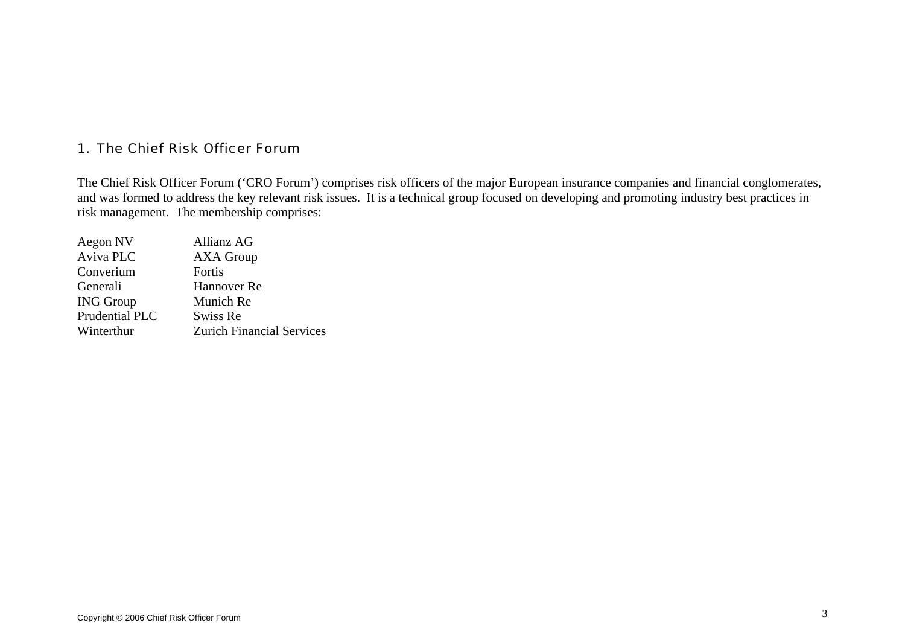## 1. The Chief Risk Officer Forum

The Chief Risk Officer Forum ('CRO Forum') comprises risk officers of the major European insurance companies and financial conglomerates, and was formed to address the key relevant risk issues. It is a technical group focused on developing and promoting industry best practices in risk management. The membership comprises:

| | |
|---|---|
| Aegon NV | Allianz AG |
| Aviva PLC | AXA Group |
| Converium | Fortis |
| Generali | Hannover Re |
| ING Group | Munich Re |
| Prudential PLC | Swiss Re |
| Winterthur | Zurich Financial Services |

Copyright © 2006 Chief Risk Officer Forum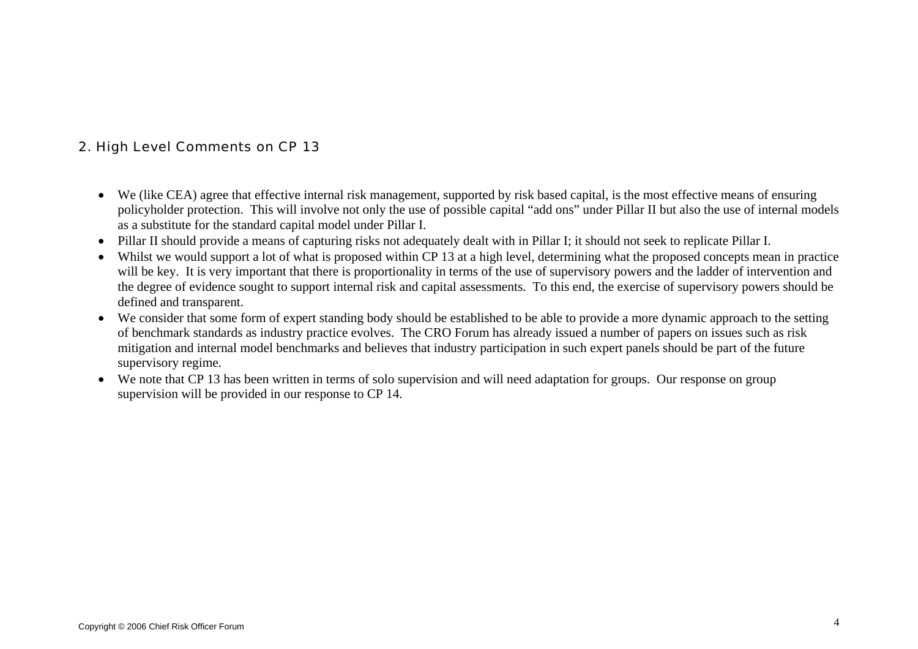## 2. High Level Comments on CP 13

- We (like CEA) agree that effective internal risk management, supported by risk based capital, is the most effective means of ensuring policyholder protection. This will involve not only the use of possible capital "add ons" under Pillar II but also the use of internal models as a substitute for the standard capital model under Pillar I.
- Pillar II should provide a means of capturing risks not adequately dealt with in Pillar I; it should not seek to replicate Pillar I.
- Whilst we would support a lot of what is proposed within CP 13 at a high level, determining what the proposed concepts mean in practice will be key. It is very important that there is proportionality in terms of the use of supervisory powers and the ladder of intervention and the degree of evidence sought to support internal risk and capital assessments. To this end, the exercise of supervisory powers should be defined and transparent.
- We consider that some form of expert standing body should be established to be able to provide a more dynamic approach to the setting of benchmark standards as industry practice evolves. The CRO Forum has already issued a number of papers on issues such as risk mitigation and internal model benchmarks and believes that industry participation in such expert panels should be part of the future supervisory regime.
- We note that CP 13 has been written in terms of solo supervision and will need adaptation for groups. Our response on group supervision will be provided in our response to CP 14.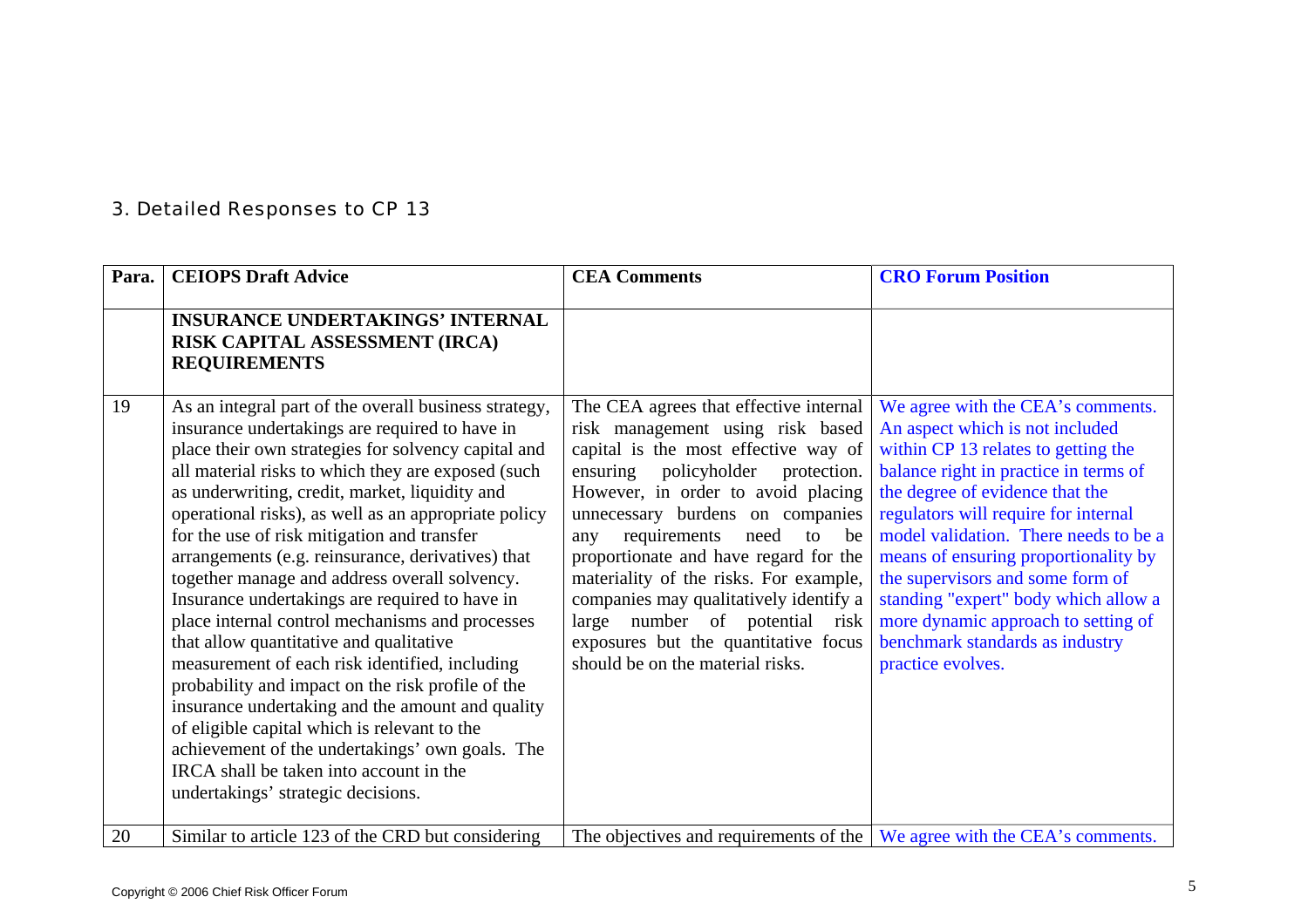## 3. Detailed Responses to CP 13

| Para. | CEIOPS Draft Advice | CEA Comments | CRO Forum Position |
|---|---|---|---|
| | **INSURANCE UNDERTAKINGS' INTERNAL RISK CAPITAL ASSESSMENT (IRCA) REQUIREMENTS** | | |
| 19 | As an integral part of the overall business strategy, insurance undertakings are required to have in place their own strategies for solvency capital and all material risks to which they are exposed (such as underwriting, credit, market, liquidity and operational risks), as well as an appropriate policy for the use of risk mitigation and transfer arrangements (e.g. reinsurance, derivatives) that together manage and address overall solvency. Insurance undertakings are required to have in place internal control mechanisms and processes that allow quantitative and qualitative measurement of each risk identified, including probability and impact on the risk profile of the insurance undertaking and the amount and quality of eligible capital which is relevant to the achievement of the undertakings' own goals. The IRCA shall be taken into account in the undertakings' strategic decisions. | The CEA agrees that effective internal risk management using risk based capital is the most effective way of ensuring policyholder protection. However, in order to avoid placing unnecessary burdens on companies any requirements need to be proportionate and have regard for the materiality of the risks. For example, companies may qualitatively identify a large number of potential risk exposures but the quantitative focus should be on the material risks. | We agree with the CEA's comments. An aspect which is not included within CP 13 relates to getting the balance right in practice in terms of the degree of evidence that the regulators will require for internal model validation. There needs to be a means of ensuring proportionality by the supervisors and some form of standing "expert" body which allow a more dynamic approach to setting of benchmark standards as industry practice evolves. |
| 20 | Similar to article 123 of the CRD but considering | The objectives and requirements of the | We agree with the CEA's comments. |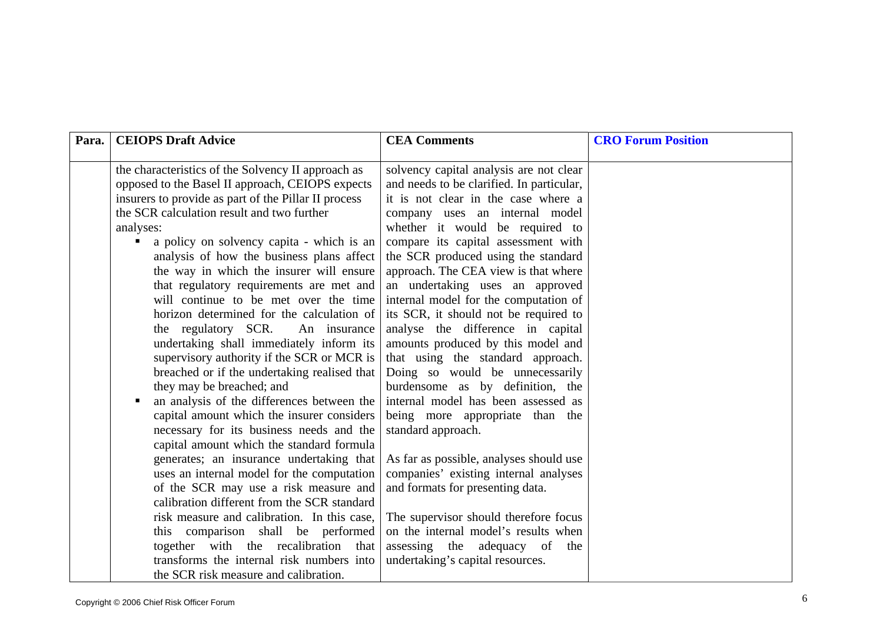| Para. | CEIOPS Draft Advice | CEA Comments | CRO Forum Position |
|---|---|---|---|
| | the characteristics of the Solvency II approach as opposed to the Basel II approach, CEIOPS expects insurers to provide as part of the Pillar II process the SCR calculation result and two further analyses:<br>▪ a policy on solvency capita - which is an analysis of how the business plans affect the way in which the insurer will ensure that regulatory requirements are met and will continue to be met over the time horizon determined for the calculation of the regulatory SCR. An insurance undertaking shall immediately inform its supervisory authority if the SCR or MCR is breached or if the undertaking realised that they may be breached; and<br>▪ an analysis of the differences between the capital amount which the insurer considers necessary for its business needs and the capital amount which the standard formula generates; an insurance undertaking that uses an internal model for the computation of the SCR may use a risk measure and calibration different from the SCR standard risk measure and calibration. In this case, this comparison shall be performed together with the recalibration that transforms the internal risk numbers into the SCR risk measure and calibration. | solvency capital analysis are not clear and needs to be clarified. In particular, it is not clear in the case where a company uses an internal model whether it would be required to compare its capital assessment with the SCR produced using the standard approach. The CEA view is that where an undertaking uses an approved internal model for the computation of its SCR, it should not be required to analyse the difference in capital amounts produced by this model and that using the standard approach. Doing so would be unnecessarily burdensome as by definition, the internal model has been assessed as being more appropriate than the standard approach.<br><br>As far as possible, analyses should use companies' existing internal analyses and formats for presenting data.<br><br>The supervisor should therefore focus on the internal model's results when assessing the adequacy of the undertaking's capital resources. | |

Copyright © 2006 Chief Risk Officer Forum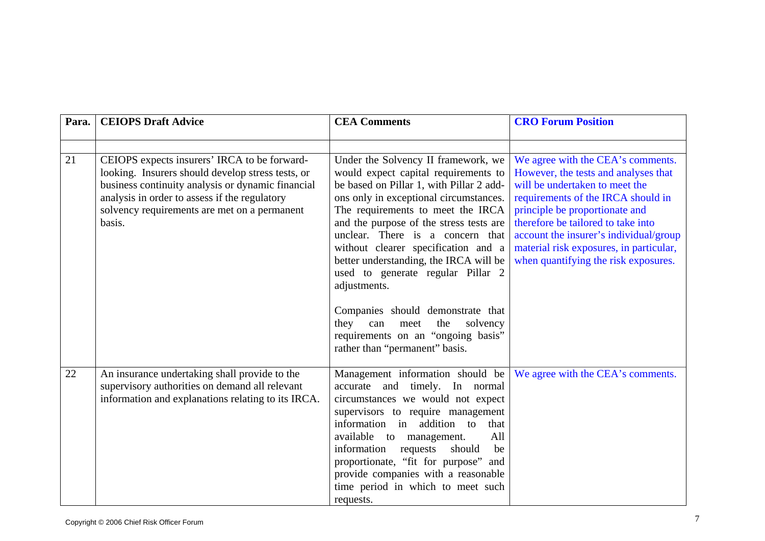| Para. | CEIOPS Draft Advice | CEA Comments | CRO Forum Position |
|---|---|---|---|
| | | | |
| 21 | CEIOPS expects insurers' IRCA to be forward-looking. Insurers should develop stress tests, or business continuity analysis or dynamic financial analysis in order to assess if the regulatory solvency requirements are met on a permanent basis. | Under the Solvency II framework, we would expect capital requirements to be based on Pillar 1, with Pillar 2 add-ons only in exceptional circumstances. The requirements to meet the IRCA and the purpose of the stress tests are unclear. There is a concern that without clearer specification and a better understanding, the IRCA will be used to generate regular Pillar 2 adjustments.<br><br>Companies should demonstrate that they can meet the solvency requirements on an "ongoing basis" rather than "permanent" basis. | We agree with the CEA's comments. However, the tests and analyses that will be undertaken to meet the requirements of the IRCA should in principle be proportionate and therefore be tailored to take into account the insurer's individual/group material risk exposures, in particular, when quantifying the risk exposures. |
| 22 | An insurance undertaking shall provide to the supervisory authorities on demand all relevant information and explanations relating to its IRCA. | Management information should be accurate and timely. In normal circumstances we would not expect supervisors to require management information in addition to that available to management. All information requests should be proportionate, "fit for purpose" and provide companies with a reasonable time period in which to meet such requests. | We agree with the CEA's comments. |

Copyright © 2006 Chief Risk Officer Forum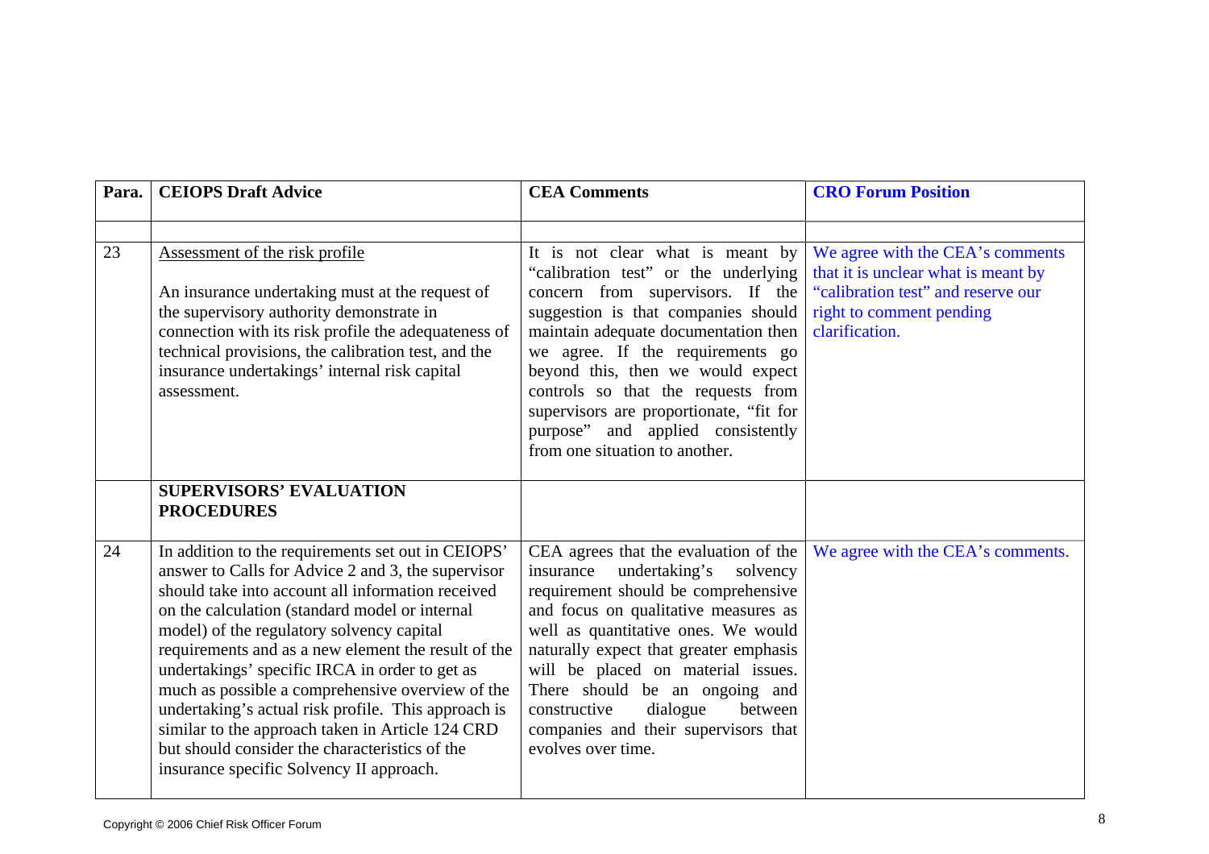| Para. | CEIOPS Draft Advice | CEA Comments | CRO Forum Position |
|---|---|---|---|
| | | | |
| 23 | Assessment of the risk profile<br><br>An insurance undertaking must at the request of the supervisory authority demonstrate in connection with its risk profile the adequateness of technical provisions, the calibration test, and the insurance undertakings' internal risk capital assessment. | It is not clear what is meant by "calibration test" or the underlying concern from supervisors. If the suggestion is that companies should maintain adequate documentation then we agree. If the requirements go beyond this, then we would expect controls so that the requests from supervisors are proportionate, "fit for purpose" and applied consistently from one situation to another. | We agree with the CEA's comments that it is unclear what is meant by "calibration test" and reserve our right to comment pending clarification. |
| | **SUPERVISORS' EVALUATION PROCEDURES** | | |
| 24 | In addition to the requirements set out in CEIOPS' answer to Calls for Advice 2 and 3, the supervisor should take into account all information received on the calculation (standard model or internal model) of the regulatory solvency capital requirements and as a new element the result of the undertakings' specific IRCA in order to get as much as possible a comprehensive overview of the undertaking's actual risk profile. This approach is similar to the approach taken in Article 124 CRD but should consider the characteristics of the insurance specific Solvency II approach. | CEA agrees that the evaluation of the insurance undertaking's solvency requirement should be comprehensive and focus on qualitative measures as well as quantitative ones. We would naturally expect that greater emphasis will be placed on material issues. There should be an ongoing and constructive dialogue between companies and their supervisors that evolves over time. | We agree with the CEA's comments. |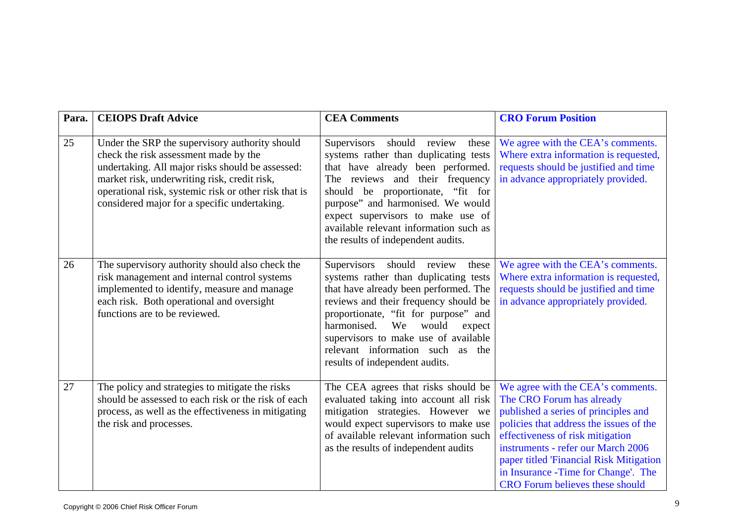| Para. | CEIOPS Draft Advice | CEA Comments | CRO Forum Position |
|---|---|---|---|
| 25 | Under the SRP the supervisory authority should check the risk assessment made by the undertaking. All major risks should be assessed: market risk, underwriting risk, credit risk, operational risk, systemic risk or other risk that is considered major for a specific undertaking. | Supervisors should review these systems rather than duplicating tests that have already been performed. The reviews and their frequency should be proportionate, "fit for purpose" and harmonised. We would expect supervisors to make use of available relevant information such as the results of independent audits. | We agree with the CEA's comments. Where extra information is requested, requests should be justified and time in advance appropriately provided. |
| 26 | The supervisory authority should also check the risk management and internal control systems implemented to identify, measure and manage each risk. Both operational and oversight functions are to be reviewed. | Supervisors should review these systems rather than duplicating tests that have already been performed. The reviews and their frequency should be proportionate, "fit for purpose" and harmonised. We would expect supervisors to make use of available relevant information such as the results of independent audits. | We agree with the CEA's comments. Where extra information is requested, requests should be justified and time in advance appropriately provided. |
| 27 | The policy and strategies to mitigate the risks should be assessed to each risk or the risk of each process, as well as the effectiveness in mitigating the risk and processes. | The CEA agrees that risks should be evaluated taking into account all risk mitigation strategies. However we would expect supervisors to make use of available relevant information such as the results of independent audits | We agree with the CEA's comments. The CRO Forum has already published a series of principles and policies that address the issues of the effectiveness of risk mitigation instruments - refer our March 2006 paper titled 'Financial Risk Mitigation in Insurance -Time for Change'. The CRO Forum believes these should |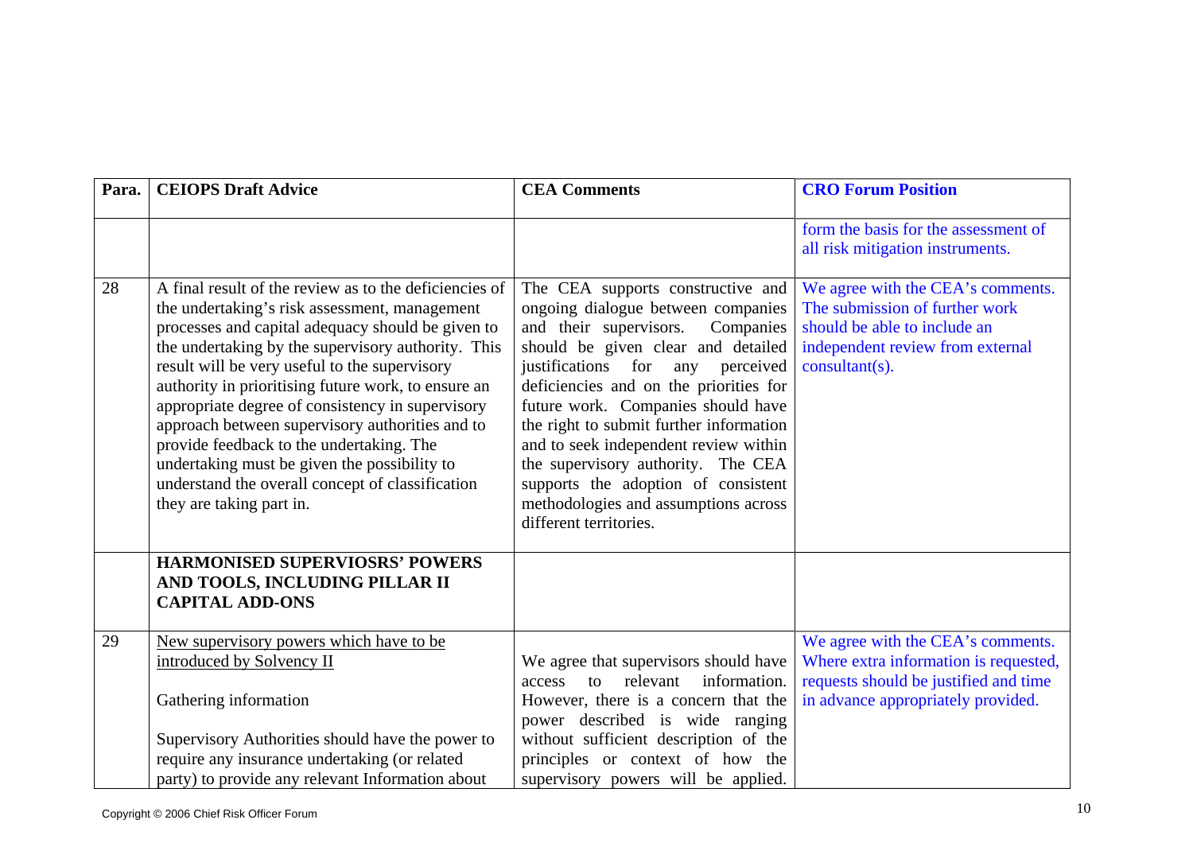| Para. | CEIOPS Draft Advice | CEA Comments | CRO Forum Position |
|---|---|---|---|
| | | | form the basis for the assessment of all risk mitigation instruments. |
| 28 | A final result of the review as to the deficiencies of the undertaking's risk assessment, management processes and capital adequacy should be given to the undertaking by the supervisory authority. This result will be very useful to the supervisory authority in prioritising future work, to ensure an appropriate degree of consistency in supervisory approach between supervisory authorities and to provide feedback to the undertaking. The undertaking must be given the possibility to understand the overall concept of classification they are taking part in. | The CEA supports constructive and ongoing dialogue between companies and their supervisors. Companies should be given clear and detailed justifications for any perceived deficiencies and on the priorities for future work. Companies should have the right to submit further information and to seek independent review within the supervisory authority. The CEA supports the adoption of consistent methodologies and assumptions across different territories. | We agree with the CEA's comments. The submission of further work should be able to include an independent review from external consultant(s). |
| | **HARMONISED SUPERVIOSRS' POWERS AND TOOLS, INCLUDING PILLAR II CAPITAL ADD-ONS** | | |
| 29 | <u>New supervisory powers which have to be introduced by Solvency II</u><br><br>Gathering information<br><br>Supervisory Authorities should have the power to require any insurance undertaking (or related party) to provide any relevant Information about | We agree that supervisors should have access to relevant information. However, there is a concern that the power described is wide ranging without sufficient description of the principles or context of how the supervisory powers will be applied. | We agree with the CEA's comments. Where extra information is requested, requests should be justified and time in advance appropriately provided. |

Copyright © 2006 Chief Risk Officer Forum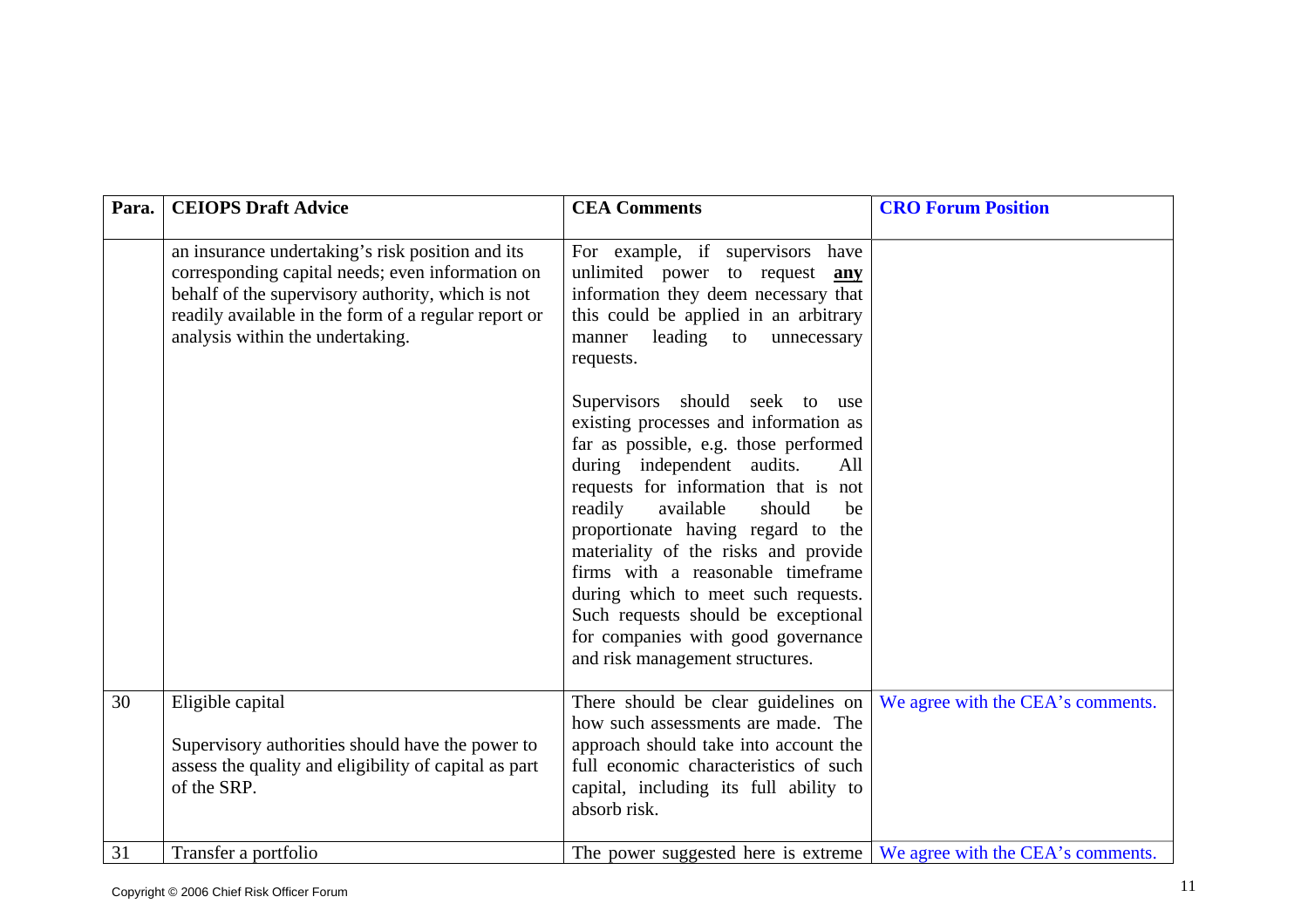| Para. | CEIOPS Draft Advice | CEA Comments | CRO Forum Position |
|---|---|---|---|
| | an insurance undertaking's risk position and its corresponding capital needs; even information on behalf of the supervisory authority, which is not readily available in the form of a regular report or analysis within the undertaking. | For example, if supervisors have unlimited power to request **any** information they deem necessary that this could be applied in an arbitrary manner leading to unnecessary requests.<br><br>Supervisors should seek to use existing processes and information as far as possible, e.g. those performed during independent audits. All requests for information that is not readily available should be proportionate having regard to the materiality of the risks and provide firms with a reasonable timeframe during which to meet such requests. Such requests should be exceptional for companies with good governance and risk management structures. | |
| 30 | Eligible capital<br><br>Supervisory authorities should have the power to assess the quality and eligibility of capital as part of the SRP. | There should be clear guidelines on how such assessments are made. The approach should take into account the full economic characteristics of such capital, including its full ability to absorb risk. | We agree with the CEA's comments. |
| 31 | Transfer a portfolio | The power suggested here is extreme | We agree with the CEA's comments. |

Copyright © 2006 Chief Risk Officer Forum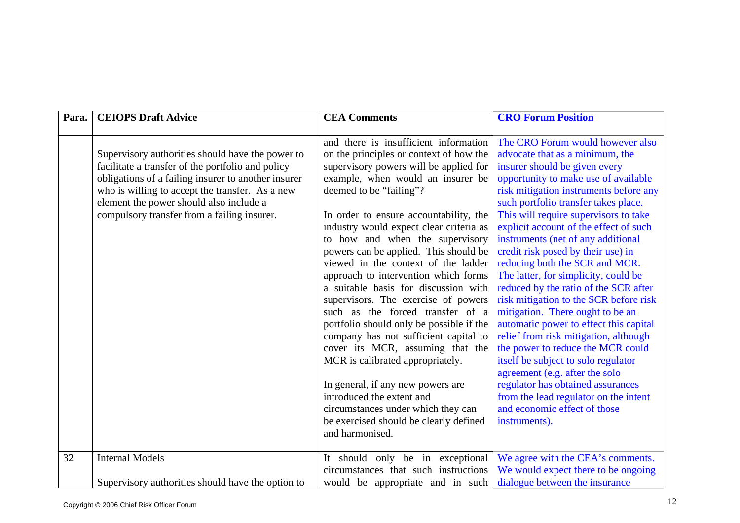| Para. | CEIOPS Draft Advice | CEA Comments | CRO Forum Position |
|---|---|---|---|
| | Supervisory authorities should have the power to facilitate a transfer of the portfolio and policy obligations of a failing insurer to another insurer who is willing to accept the transfer. As a new element the power should also include a compulsory transfer from a failing insurer. | and there is insufficient information on the principles or context of how the supervisory powers will be applied for example, when would an insurer be deemed to be "failing"?<br><br>In order to ensure accountability, the industry would expect clear criteria as to how and when the supervisory powers can be applied. This should be viewed in the context of the ladder approach to intervention which forms a suitable basis for discussion with supervisors. The exercise of powers such as the forced transfer of a portfolio should only be possible if the company has not sufficient capital to cover its MCR, assuming that the MCR is calibrated appropriately.<br><br>In general, if any new powers are introduced the extent and circumstances under which they can be exercised should be clearly defined and harmonised. | The CRO Forum would however also advocate that as a minimum, the insurer should be given every opportunity to make use of available risk mitigation instruments before any such portfolio transfer takes place. This will require supervisors to take explicit account of the effect of such instruments (net of any additional credit risk posed by their use) in reducing both the SCR and MCR. The latter, for simplicity, could be reduced by the ratio of the SCR after risk mitigation to the SCR before risk mitigation. There ought to be an automatic power to effect this capital relief from risk mitigation, although the power to reduce the MCR could itself be subject to solo regulator agreement (e.g. after the solo regulator has obtained assurances from the lead regulator on the intent and economic effect of those instruments). |
| 32 | Internal Models<br><br>Supervisory authorities should have the option to | It should only be in exceptional circumstances that such instructions would be appropriate and in such | We agree with the CEA's comments. We would expect there to be ongoing dialogue between the insurance |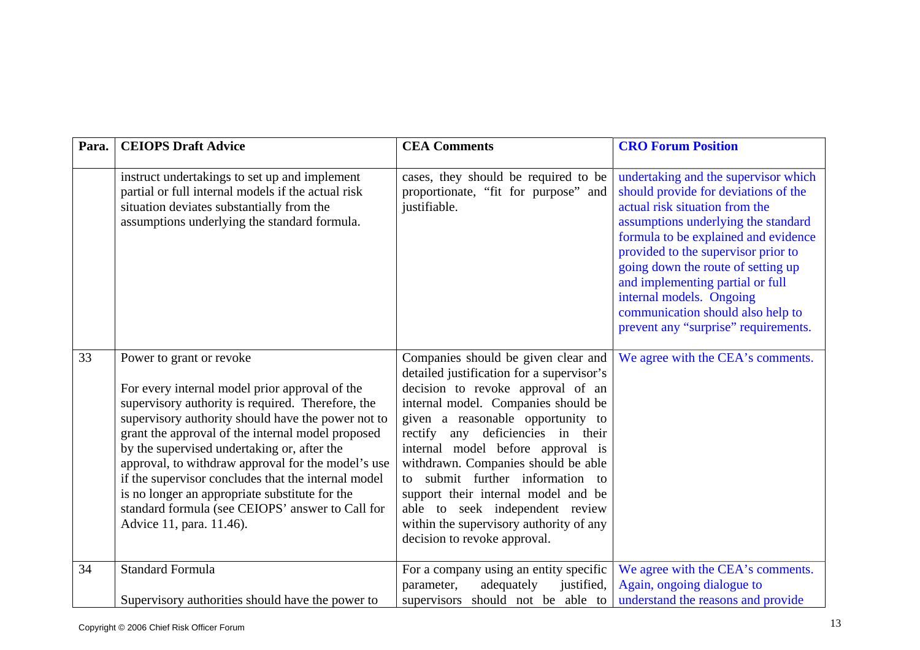| Para. | CEIOPS Draft Advice | CEA Comments | CRO Forum Position |
|---|---|---|---|
| | instruct undertakings to set up and implement partial or full internal models if the actual risk situation deviates substantially from the assumptions underlying the standard formula. | cases, they should be required to be proportionate, "fit for purpose" and justifiable. | undertaking and the supervisor which should provide for deviations of the actual risk situation from the assumptions underlying the standard formula to be explained and evidence provided to the supervisor prior to going down the route of setting up and implementing partial or full internal models. Ongoing communication should also help to prevent any "surprise" requirements. |
| 33 | Power to grant or revoke<br><br>For every internal model prior approval of the supervisory authority is required. Therefore, the supervisory authority should have the power not to grant the approval of the internal model proposed by the supervised undertaking or, after the approval, to withdraw approval for the model's use if the supervisor concludes that the internal model is no longer an appropriate substitute for the standard formula (see CEIOPS' answer to Call for Advice 11, para. 11.46). | Companies should be given clear and detailed justification for a supervisor's decision to revoke approval of an internal model. Companies should be given a reasonable opportunity to rectify any deficiencies in their internal model before approval is withdrawn. Companies should be able to submit further information to support their internal model and be able to seek independent review within the supervisory authority of any decision to revoke approval. | We agree with the CEA's comments. |
| 34 | Standard Formula<br><br>Supervisory authorities should have the power to | For a company using an entity specific parameter, adequately justified, supervisors should not be able to | We agree with the CEA's comments. Again, ongoing dialogue to understand the reasons and provide |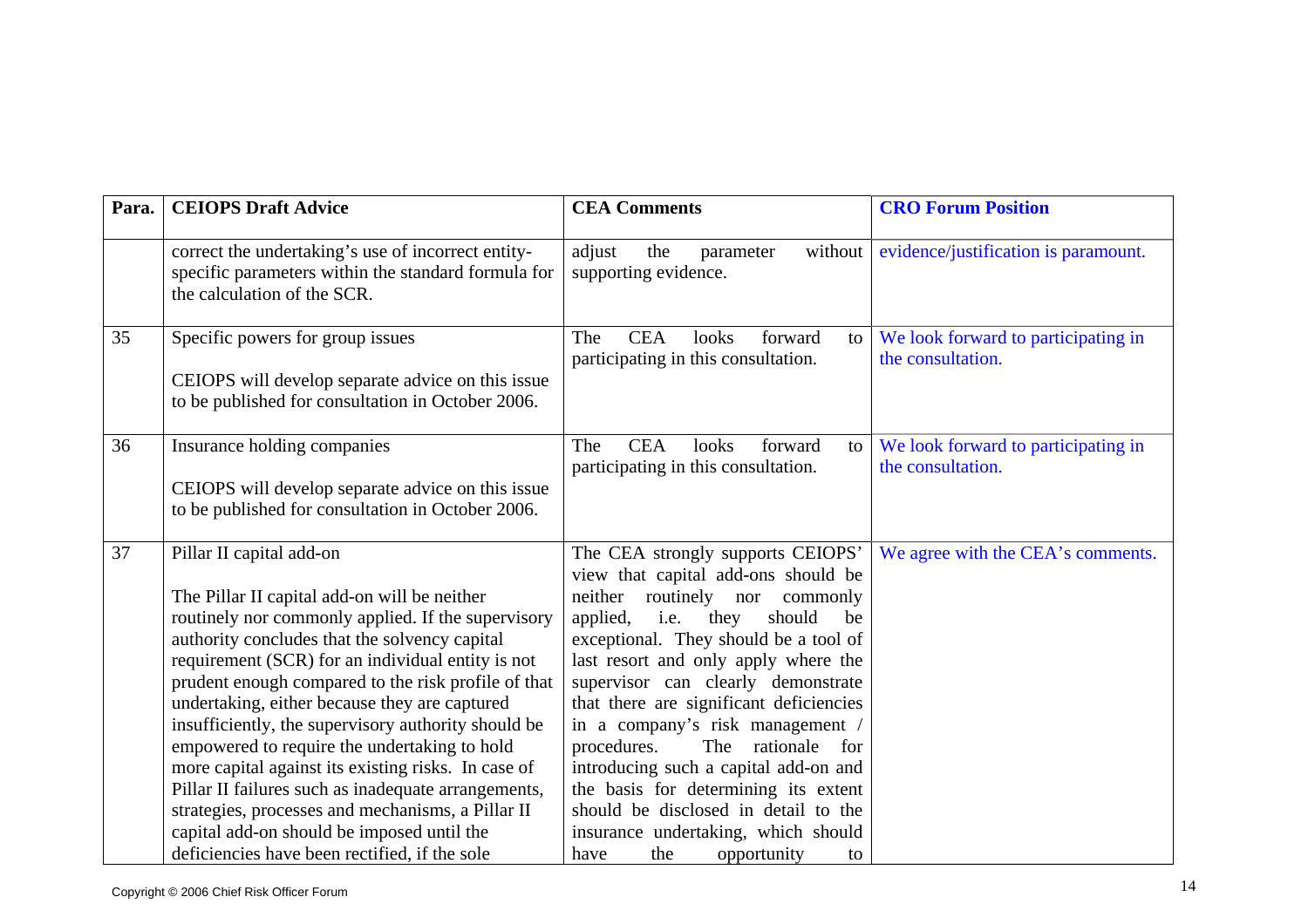| Para. | CEIOPS Draft Advice | CEA Comments | CRO Forum Position |
|---|---|---|---|
| | correct the undertaking's use of incorrect entity-specific parameters within the standard formula for the calculation of the SCR. | adjust the parameter without supporting evidence. | evidence/justification is paramount. |
| 35 | Specific powers for group issues<br><br>CEIOPS will develop separate advice on this issue to be published for consultation in October 2006. | The CEA looks forward to participating in this consultation. | We look forward to participating in the consultation. |
| 36 | Insurance holding companies<br><br>CEIOPS will develop separate advice on this issue to be published for consultation in October 2006. | The CEA looks forward to participating in this consultation. | We look forward to participating in the consultation. |
| 37 | Pillar II capital add-on<br><br>The Pillar II capital add-on will be neither routinely nor commonly applied. If the supervisory authority concludes that the solvency capital requirement (SCR) for an individual entity is not prudent enough compared to the risk profile of that undertaking, either because they are captured insufficiently, the supervisory authority should be empowered to require the undertaking to hold more capital against its existing risks. In case of Pillar II failures such as inadequate arrangements, strategies, processes and mechanisms, a Pillar II capital add-on should be imposed until the deficiencies have been rectified, if the sole | The CEA strongly supports CEIOPS' view that capital add-ons should be neither routinely nor commonly applied, i.e. they should be exceptional. They should be a tool of last resort and only apply where the supervisor can clearly demonstrate that there are significant deficiencies in a company's risk management / procedures. The rationale for introducing such a capital add-on and the basis for determining its extent should be disclosed in detail to the insurance undertaking, which should have the opportunity to | We agree with the CEA's comments. |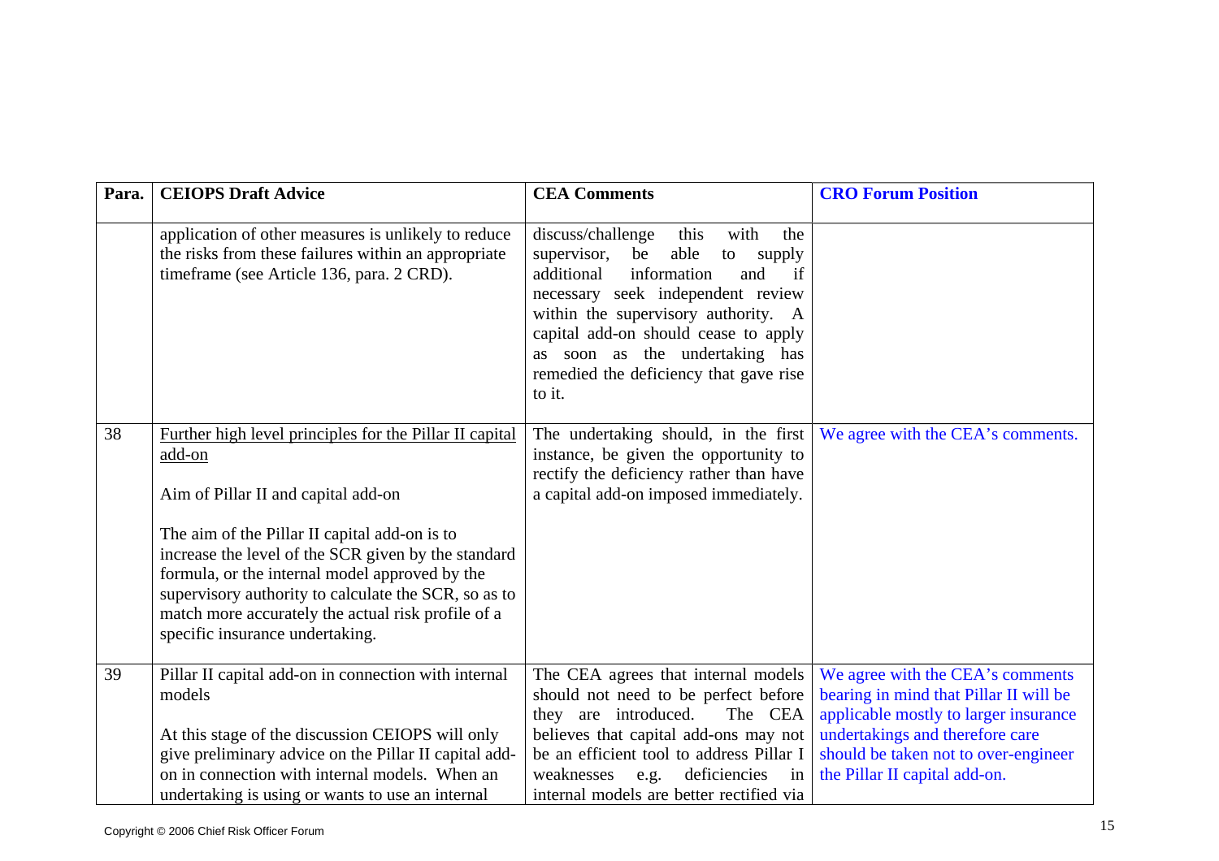| Para. | CEIOPS Draft Advice | CEA Comments | CRO Forum Position |
|---|---|---|---|
| | application of other measures is unlikely to reduce the risks from these failures within an appropriate timeframe (see Article 136, para. 2 CRD). | discuss/challenge this with the supervisor, be able to supply additional information and if necessary seek independent review within the supervisory authority. A capital add-on should cease to apply as soon as the undertaking has remedied the deficiency that gave rise to it. | |
| 38 | Further high level principles for the Pillar II capital add-on<br><br>Aim of Pillar II and capital add-on<br><br>The aim of the Pillar II capital add-on is to increase the level of the SCR given by the standard formula, or the internal model approved by the supervisory authority to calculate the SCR, so as to match more accurately the actual risk profile of a specific insurance undertaking. | The undertaking should, in the first instance, be given the opportunity to rectify the deficiency rather than have a capital add-on imposed immediately. | We agree with the CEA's comments. |
| 39 | Pillar II capital add-on in connection with internal models<br><br>At this stage of the discussion CEIOPS will only give preliminary advice on the Pillar II capital add-on in connection with internal models. When an undertaking is using or wants to use an internal | The CEA agrees that internal models should not need to be perfect before they are introduced. The CEA believes that capital add-ons may not be an efficient tool to address Pillar I weaknesses e.g. deficiencies in internal models are better rectified via | We agree with the CEA's comments bearing in mind that Pillar II will be applicable mostly to larger insurance undertakings and therefore care should be taken not to over-engineer the Pillar II capital add-on. |

Copyright © 2006 Chief Risk Officer Forum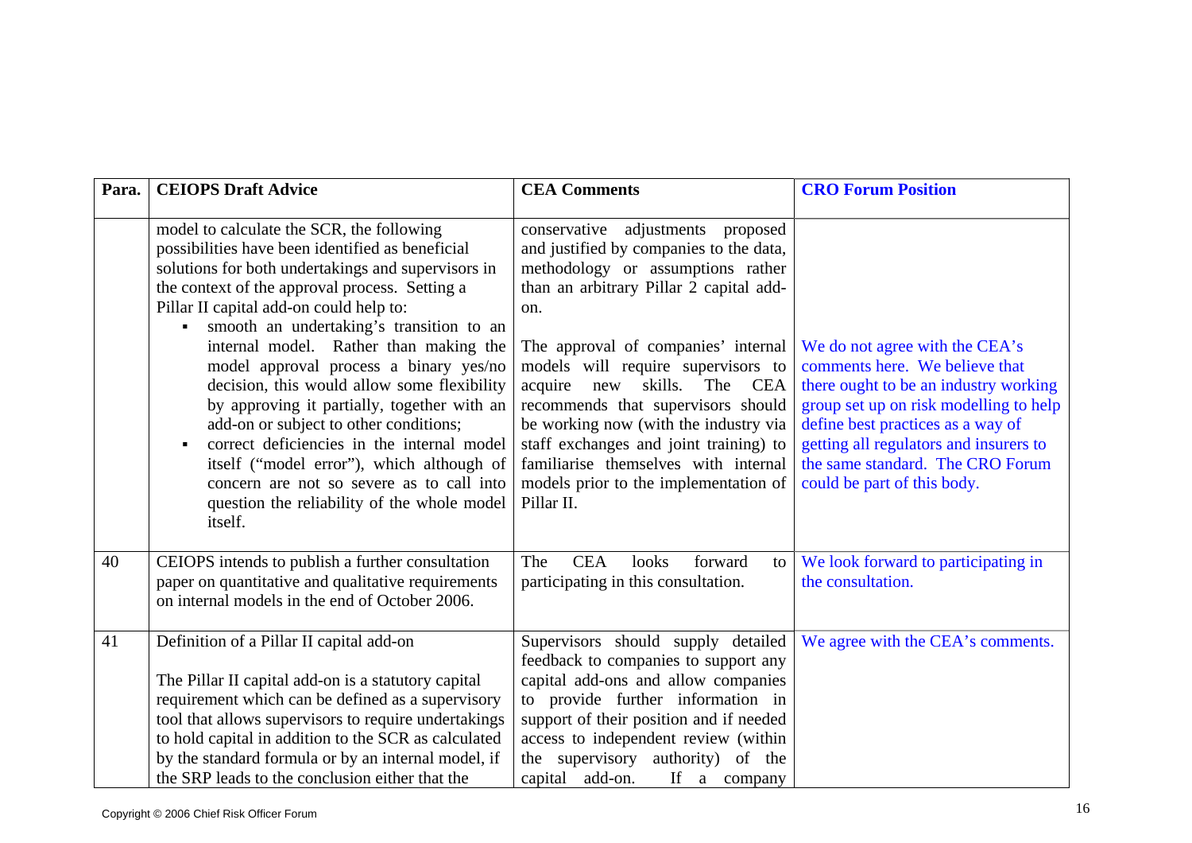| Para. | CEIOPS Draft Advice | CEA Comments | CRO Forum Position |
|---|---|---|---|
| | model to calculate the SCR, the following possibilities have been identified as beneficial solutions for both undertakings and supervisors in the context of the approval process. Setting a Pillar II capital add-on could help to: <br>▪ smooth an undertaking's transition to an internal model. Rather than making the model approval process a binary yes/no decision, this would allow some flexibility by approving it partially, together with an add-on or subject to other conditions; <br>▪ correct deficiencies in the internal model itself ("model error"), which although of concern are not so severe as to call into question the reliability of the whole model itself. | conservative adjustments proposed and justified by companies to the data, methodology or assumptions rather than an arbitrary Pillar 2 capital add-on. <br><br>The approval of companies' internal models will require supervisors to acquire new skills. The CEA recommends that supervisors should be working now (with the industry via staff exchanges and joint training) to familiarise themselves with internal models prior to the implementation of Pillar II. | We do not agree with the CEA's comments here. We believe that there ought to be an industry working group set up on risk modelling to help define best practices as a way of getting all regulators and insurers to the same standard. The CRO Forum could be part of this body. |
| 40 | CEIOPS intends to publish a further consultation paper on quantitative and qualitative requirements on internal models in the end of October 2006. | The CEA looks forward to participating in this consultation. | We look forward to participating in the consultation. |
| 41 | Definition of a Pillar II capital add-on <br><br>The Pillar II capital add-on is a statutory capital requirement which can be defined as a supervisory tool that allows supervisors to require undertakings to hold capital in addition to the SCR as calculated by the standard formula or by an internal model, if the SRP leads to the conclusion either that the | Supervisors should supply detailed feedback to companies to support any capital add-ons and allow companies to provide further information in support of their position and if needed access to independent review (within the supervisory authority) of the capital add-on. If a company | We agree with the CEA's comments. |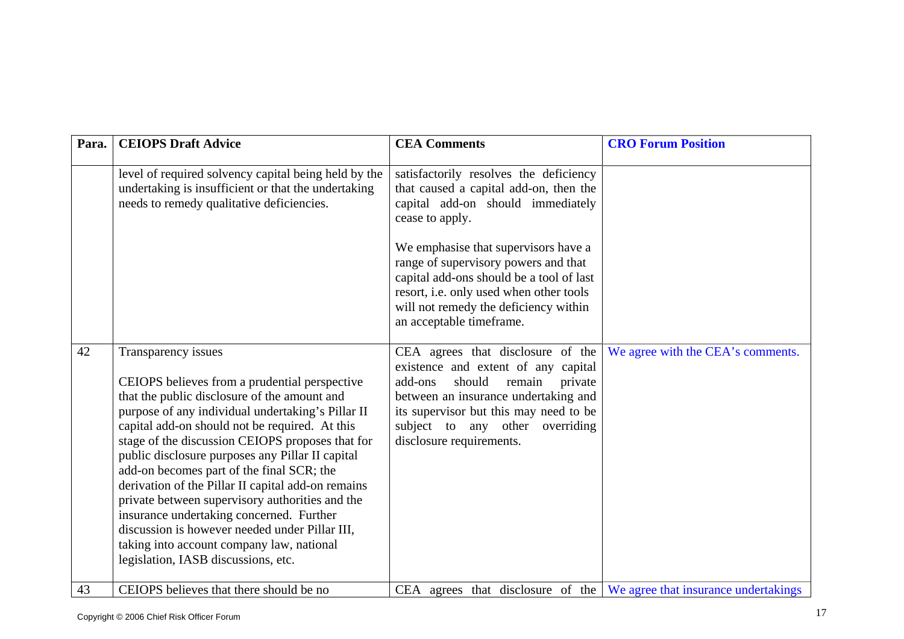| Para. | CEIOPS Draft Advice | CEA Comments | CRO Forum Position |
|---|---|---|---|
| | level of required solvency capital being held by the undertaking is insufficient or that the undertaking needs to remedy qualitative deficiencies. | satisfactorily resolves the deficiency that caused a capital add-on, then the capital add-on should immediately cease to apply.<br><br>We emphasise that supervisors have a range of supervisory powers and that capital add-ons should be a tool of last resort, i.e. only used when other tools will not remedy the deficiency within an acceptable timeframe. | |
| 42 | Transparency issues<br><br>CEIOPS believes from a prudential perspective that the public disclosure of the amount and purpose of any individual undertaking's Pillar II capital add-on should not be required. At this stage of the discussion CEIOPS proposes that for public disclosure purposes any Pillar II capital add-on becomes part of the final SCR; the derivation of the Pillar II capital add-on remains private between supervisory authorities and the insurance undertaking concerned. Further discussion is however needed under Pillar III, taking into account company law, national legislation, IASB discussions, etc. | CEA agrees that disclosure of the existence and extent of any capital add-ons should remain private between an insurance undertaking and its supervisor but this may need to be subject to any other overriding disclosure requirements. | We agree with the CEA's comments. |
| 43 | CEIOPS believes that there should be no | CEA agrees that disclosure of the | We agree that insurance undertakings |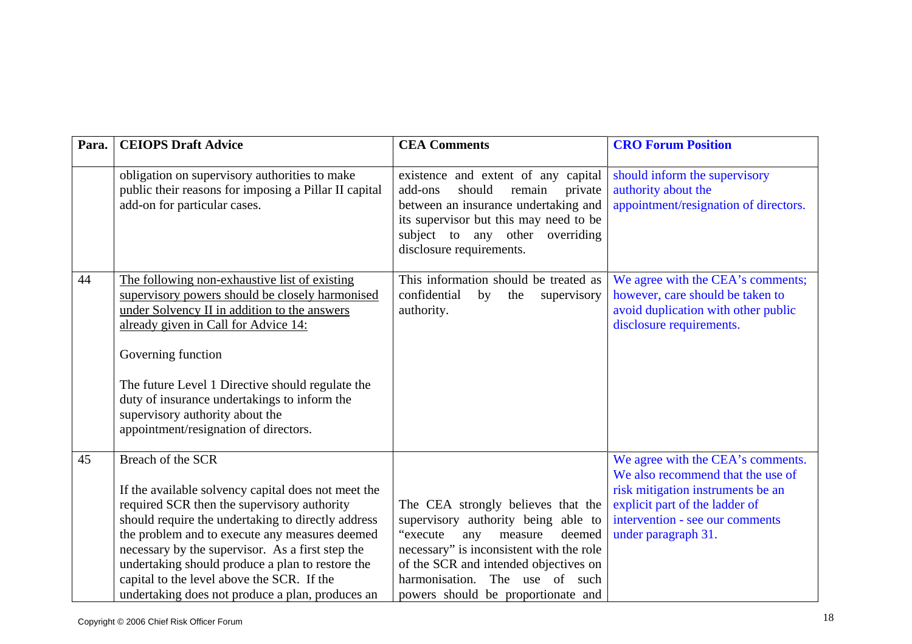| Para. | CEIOPS Draft Advice | CEA Comments | CRO Forum Position |
|---|---|---|---|
| | obligation on supervisory authorities to make public their reasons for imposing a Pillar II capital add-on for particular cases. | existence and extent of any capital add-ons should remain private between an insurance undertaking and its supervisor but this may need to be subject to any other overriding disclosure requirements. | should inform the supervisory authority about the appointment/resignation of directors. |
| 44 | The following non-exhaustive list of existing supervisory powers should be closely harmonised under Solvency II in addition to the answers already given in Call for Advice 14:<br><br>Governing function<br><br>The future Level 1 Directive should regulate the duty of insurance undertakings to inform the supervisory authority about the appointment/resignation of directors. | This information should be treated as confidential by the supervisory authority. | We agree with the CEA's comments; however, care should be taken to avoid duplication with other public disclosure requirements. |
| 45 | Breach of the SCR<br><br>If the available solvency capital does not meet the required SCR then the supervisory authority should require the undertaking to directly address the problem and to execute any measures deemed necessary by the supervisor. As a first step the undertaking should produce a plan to restore the capital to the level above the SCR. If the undertaking does not produce a plan, produces an | The CEA strongly believes that the supervisory authority being able to "execute any measure deemed necessary" is inconsistent with the role of the SCR and intended objectives on harmonisation. The use of such powers should be proportionate and | We agree with the CEA's comments. We also recommend that the use of risk mitigation instruments be an explicit part of the ladder of intervention - see our comments under paragraph 31. |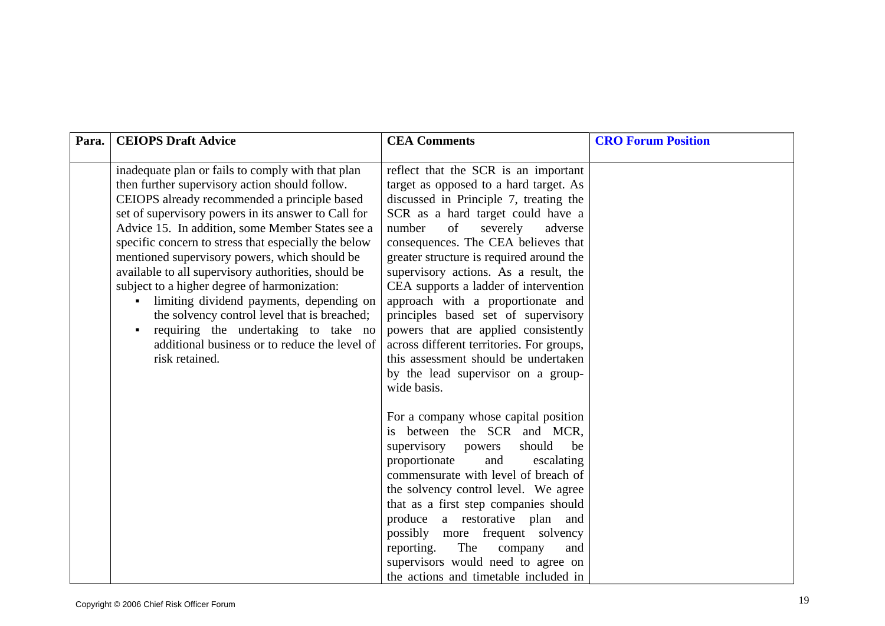| Para. | CEIOPS Draft Advice | CEA Comments | CRO Forum Position |
|---|---|---|---|
| | inadequate plan or fails to comply with that plan then further supervisory action should follow. CEIOPS already recommended a principle based set of supervisory powers in its answer to Call for Advice 15. In addition, some Member States see a specific concern to stress that especially the below mentioned supervisory powers, which should be available to all supervisory authorities, should be subject to a higher degree of harmonization:<br>▪ limiting dividend payments, depending on the solvency control level that is breached;<br>▪ requiring the undertaking to take no additional business or to reduce the level of risk retained. | reflect that the SCR is an important target as opposed to a hard target. As discussed in Principle 7, treating the SCR as a hard target could have a number of severely adverse consequences. The CEA believes that greater structure is required around the supervisory actions. As a result, the CEA supports a ladder of intervention approach with a proportionate and principles based set of supervisory powers that are applied consistently across different territories. For groups, this assessment should be undertaken by the lead supervisor on a group-wide basis.<br><br>For a company whose capital position is between the SCR and MCR, supervisory powers should be proportionate and escalating commensurate with level of breach of the solvency control level. We agree that as a first step companies should produce a restorative plan and possibly more frequent solvency reporting. The company and supervisors would need to agree on the actions and timetable included in | |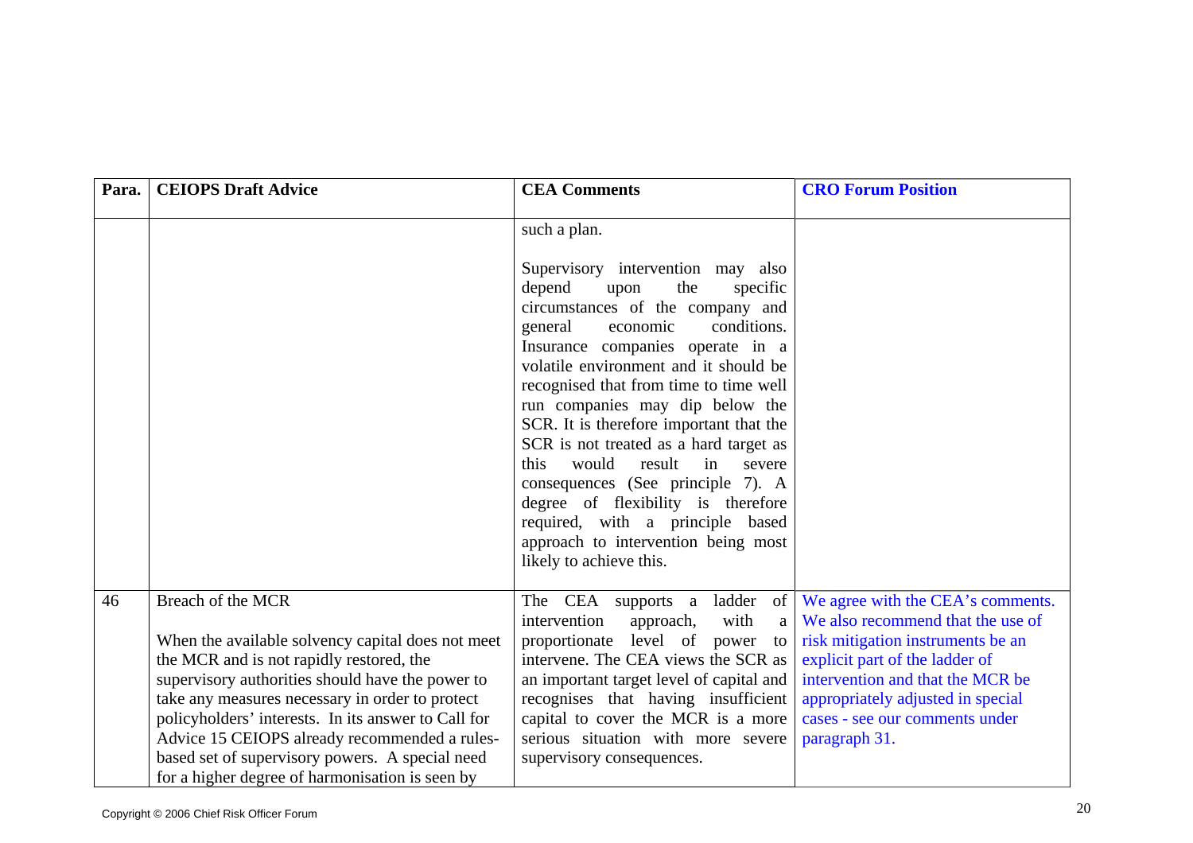| Para. | CEIOPS Draft Advice | CEA Comments | CRO Forum Position |
|---|---|---|---|
| | | such a plan.<br><br>Supervisory intervention may also depend upon the specific circumstances of the company and general economic conditions. Insurance companies operate in a volatile environment and it should be recognised that from time to time well run companies may dip below the SCR. It is therefore important that the SCR is not treated as a hard target as this would result in severe consequences (See principle 7). A degree of flexibility is therefore required, with a principle based approach to intervention being most likely to achieve this. | |
| 46 | Breach of the MCR<br><br>When the available solvency capital does not meet the MCR and is not rapidly restored, the supervisory authorities should have the power to take any measures necessary in order to protect policyholders' interests. In its answer to Call for Advice 15 CEIOPS already recommended a rules-based set of supervisory powers. A special need for a higher degree of harmonisation is seen by | The CEA supports a ladder of intervention approach, with a proportionate level of power to intervene. The CEA views the SCR as an important target level of capital and recognises that having insufficient capital to cover the MCR is a more serious situation with more severe supervisory consequences. | We agree with the CEA's comments. We also recommend that the use of risk mitigation instruments be an explicit part of the ladder of intervention and that the MCR be appropriately adjusted in special cases - see our comments under paragraph 31. |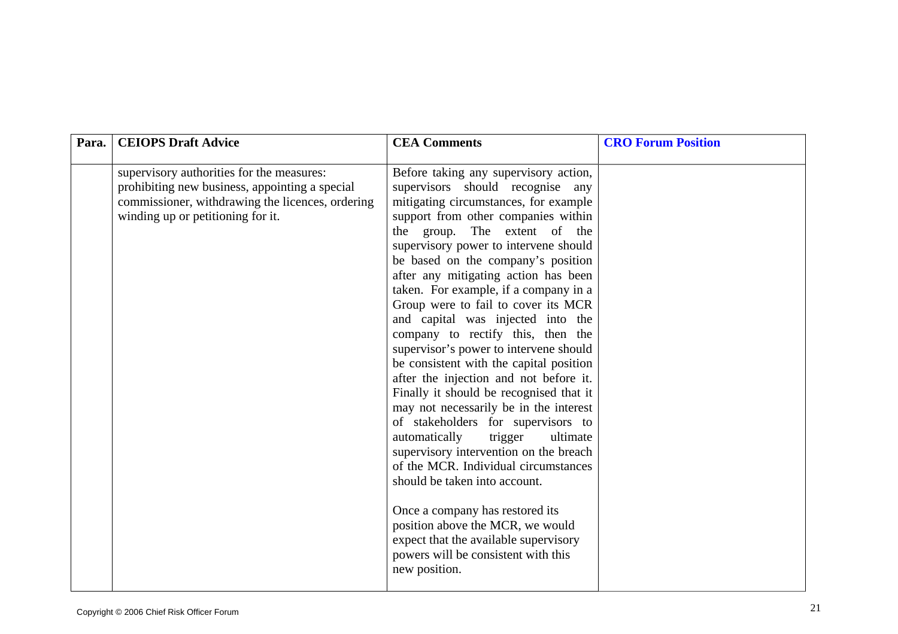| Para. | CEIOPS Draft Advice | CEA Comments | CRO Forum Position |
|---|---|---|---|
| | supervisory authorities for the measures: prohibiting new business, appointing a special commissioner, withdrawing the licences, ordering winding up or petitioning for it. | Before taking any supervisory action, supervisors should recognise any mitigating circumstances, for example support from other companies within the group. The extent of the supervisory power to intervene should be based on the company's position after any mitigating action has been taken. For example, if a company in a Group were to fail to cover its MCR and capital was injected into the company to rectify this, then the supervisor's power to intervene should be consistent with the capital position after the injection and not before it. Finally it should be recognised that it may not necessarily be in the interest of stakeholders for supervisors to automatically trigger ultimate supervisory intervention on the breach of the MCR. Individual circumstances should be taken into account.<br><br>Once a company has restored its position above the MCR, we would expect that the available supervisory powers will be consistent with this new position. | |

Copyright © 2006 Chief Risk Officer Forum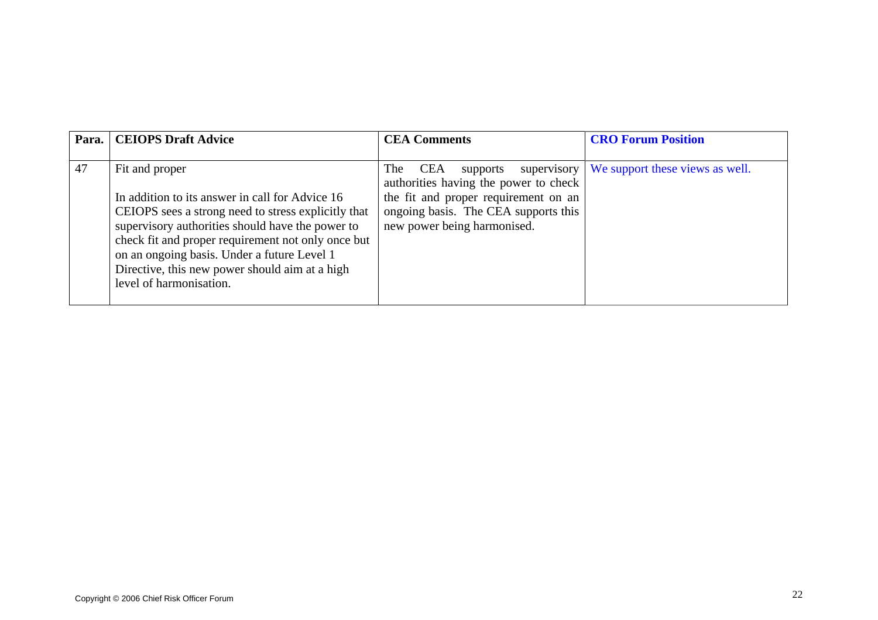| Para. | CEIOPS Draft Advice | CEA Comments | CRO Forum Position |
|---|---|---|---|
| 47 | Fit and proper<br><br>In addition to its answer in call for Advice 16 CEIOPS sees a strong need to stress explicitly that supervisory authorities should have the power to check fit and proper requirement not only once but on an ongoing basis. Under a future Level 1 Directive, this new power should aim at a high level of harmonisation. | The CEA supports supervisory authorities having the power to check the fit and proper requirement on an ongoing basis. The CEA supports this new power being harmonised. | We support these views as well. |